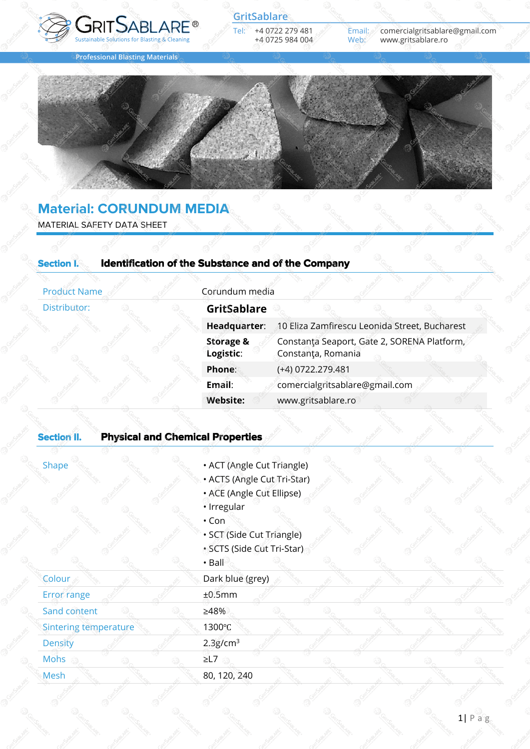# Material: CORUNDUM MEDIA

MATERIAL SAFETY DATA SHEET

## Section I. Identification of the Substance and of the Company

| | | |
|---|---|---|
| Product Name | Corundum media | |
| Distributor: | **GritSablare** | |
| | **Headquarter**: | 10 Eliza Zamfirescu Leonida Street, Bucharest |
| | **Storage & Logistic**: | Constanța Seaport, Gate 2, SORENA Platform, Constanța, Romania |
| | **Phone**: | (+4) 0722.279.481 |
| | **Email**: | comercialgritsablare@gmail.com |
| | **Website:** | www.gritsablare.ro |

## Section II. Physical and Chemical Properties

| | |
|---|---|
| Shape | • ACT (Angle Cut Triangle)<br>• ACTS (Angle Cut Tri-Star)<br>• ACE (Angle Cut Ellipse)<br>• Irregular<br>• Con<br>• SCT (Side Cut Triangle)<br>• SCTS (Side Cut Tri-Star)<br>• Ball |
| Colour | Dark blue (grey) |
| Error range | ±0.5mm |
| Sand content | ≥48% |
| Sintering temperature | 1300℃ |
| Density | 2.3g/cm$^3$ |
| Mohs | ≥L7 |
| Mesh | 80, 120, 240 |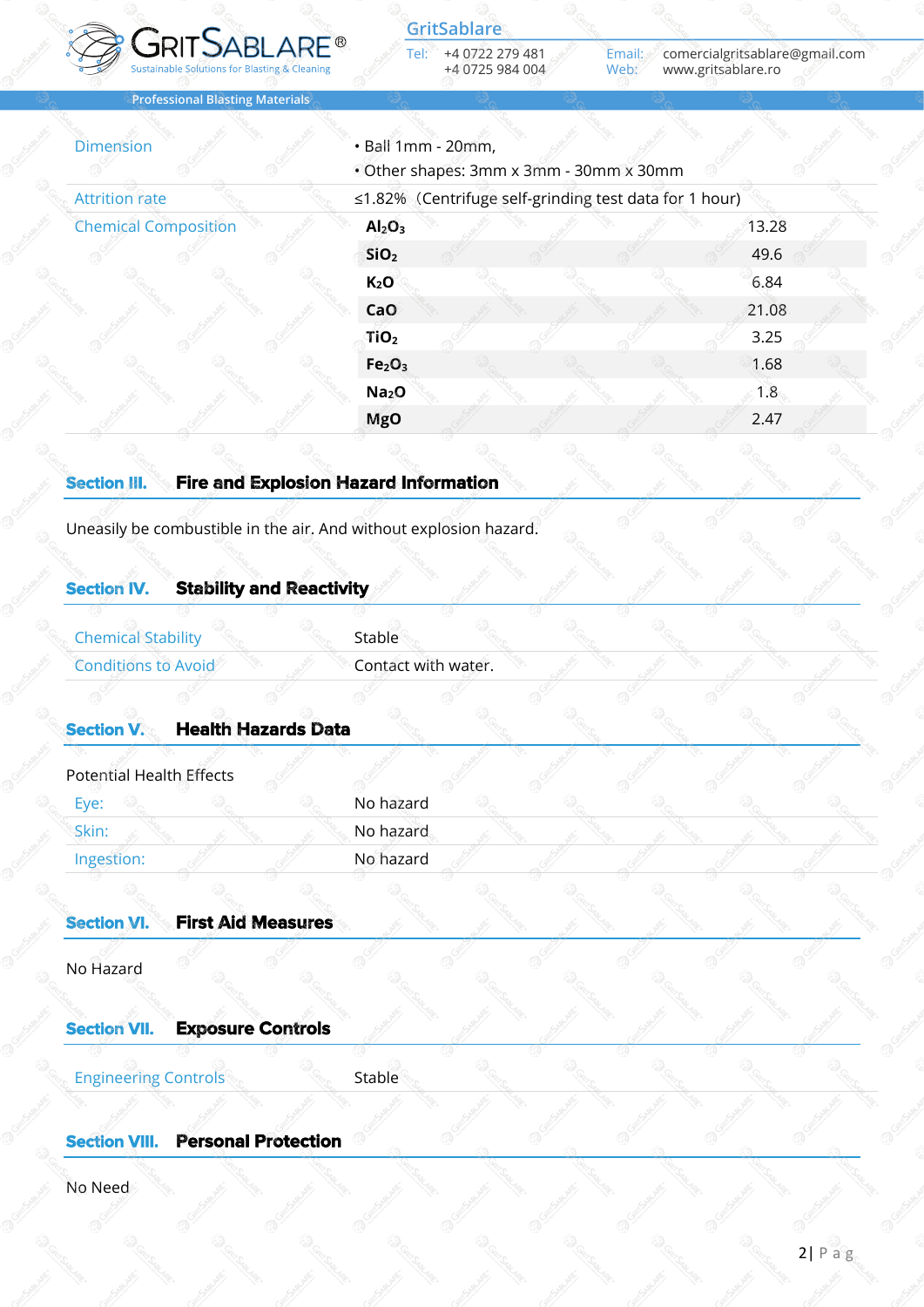| | |
|---|---|
| Dimension | • Ball 1mm - 20mm,<br>• Other shapes: 3mm x 3mm - 30mm x 30mm |
| Attrition rate | ≤1.82% (Centrifuge self-grinding test data for 1 hour) |
| Chemical Composition | $Al_2O_3$ 13.28<br>$SiO_2$ 49.6<br>$K_2O$ 6.84<br>$CaO$ 21.08<br>$TiO_2$ 3.25<br>$Fe_2O_3$ 1.68<br>$Na_2O$ 1.8<br>$MgO$ 2.47 |

## Section III. Fire and Explosion Hazard Information

Uneasily be combustible in the air. And without explosion hazard.

## Section IV. Stability and Reactivity

| | |
|---|---|
| Chemical Stability | Stable |
| Conditions to Avoid | Contact with water. |

## Section V. Health Hazards Data

Potential Health Effects

| | |
|---|---|
| Eye: | No hazard |
| Skin: | No hazard |
| Ingestion: | No hazard |

## Section VI. First Aid Measures

No Hazard

## Section VII. Exposure Controls

| | |
|---|---|
| Engineering Controls | Stable |

## Section VIII. Personal Protection

No Need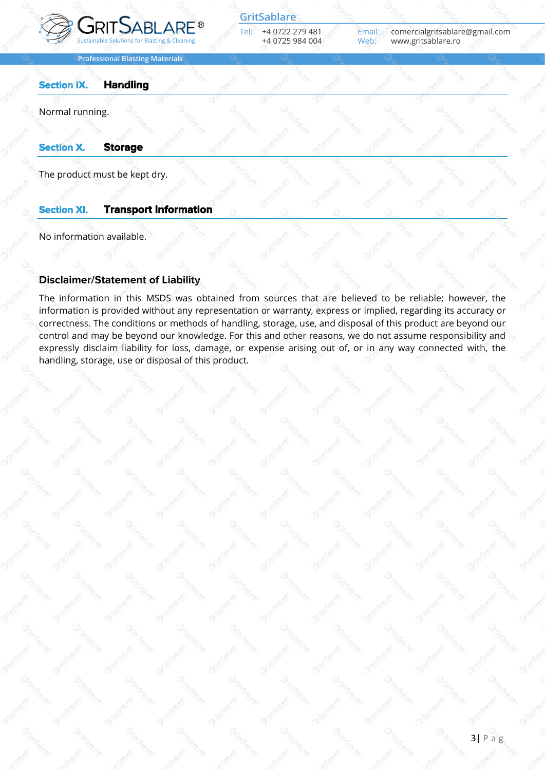## Section IX. Handling

Normal running.

## Section X. Storage

The product must be kept dry.

## Section XI. Transport Information

No information available.

## Disclaimer/Statement of Liability

The information in this MSDS was obtained from sources that are believed to be reliable; however, the information is provided without any representation or warranty, express or implied, regarding its accuracy or correctness. The conditions or methods of handling, storage, use, and disposal of this product are beyond our control and may be beyond our knowledge. For this and other reasons, we do not assume responsibility and expressly disclaim liability for loss, damage, or expense arising out of, or in any way connected with, the handling, storage, use or disposal of this product.